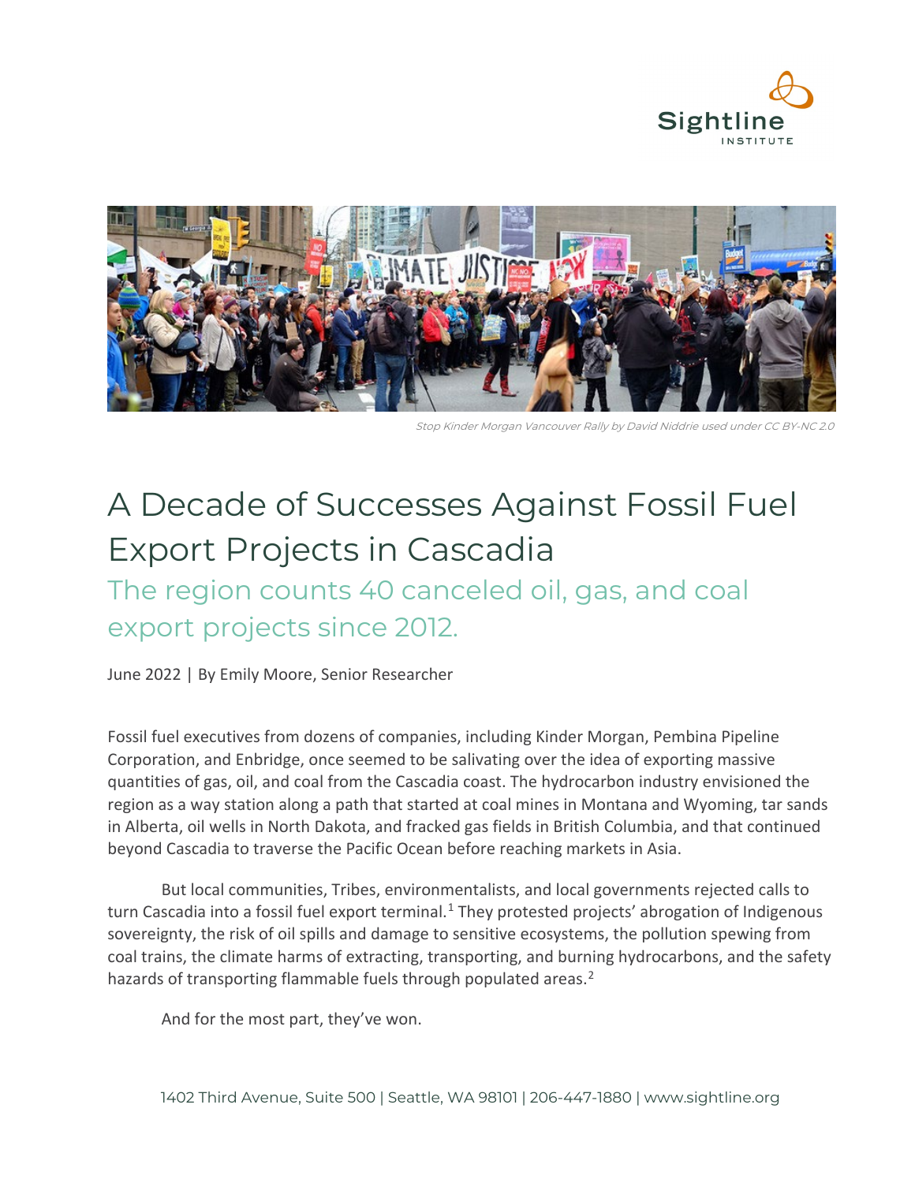Stop Kinder Morgan Vancouver Rally by David Niddrie used under CC BY-NC 2.0

# A Decade of Successes Against Fossil Fuel Export Projects in Cascadia

## The region counts 40 canceled oil, gas, and coal export projects since 2012.

June 2022 | By Emily Moore, Senior Researcher

Fossil fuel executives from dozens of companies, including Kinder Morgan, Pembina Pipeline Corporation, and Enbridge, once seemed to be salivating over the idea of exporting massive quantities of gas, oil, and coal from the Cascadia coast. The hydrocarbon industry envisioned the region as a way station along a path that started at coal mines in Montana and Wyoming, tar sands in Alberta, oil wells in North Dakota, and fracked gas fields in British Columbia, and that continued beyond Cascadia to traverse the Pacific Ocean before reaching markets in Asia.

But local communities, Tribes, environmentalists, and local governments rejected calls to turn Cascadia into a fossil fuel export terminal.[1] They protested projects' abrogation of Indigenous sovereignty, the risk of oil spills and damage to sensitive ecosystems, the pollution spewing from coal trains, the climate harms of extracting, transporting, and burning hydrocarbons, and the safety hazards of transporting flammable fuels through populated areas.[2]

And for the most part, they've won.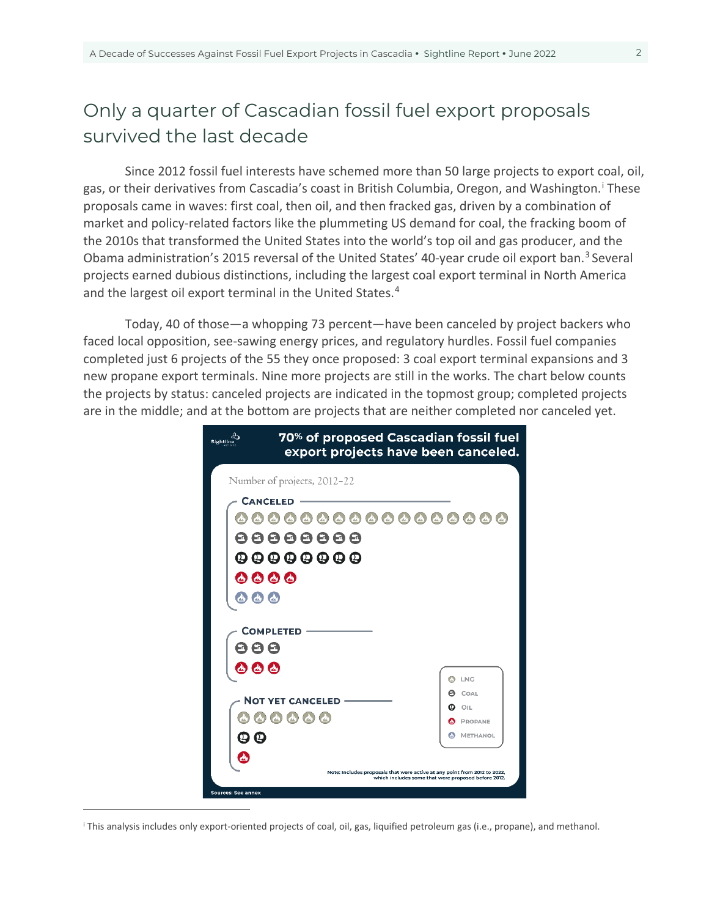## Only a quarter of Cascadian fossil fuel export proposals survived the last decade

Since 2012 fossil fuel interests have schemed more than 50 large projects to export coal, oil, gas, or their derivatives from Cascadia's coast in British Columbia, Oregon, and Washington.[i] These proposals came in waves: first coal, then oil, and then fracked gas, driven by a combination of market and policy-related factors like the plummeting US demand for coal, the fracking boom of the 2010s that transformed the United States into the world's top oil and gas producer, and the Obama administration's 2015 reversal of the United States' 40-year crude oil export ban.[3] Several projects earned dubious distinctions, including the largest coal export terminal in North America and the largest oil export terminal in the United States.[4]

Today, 40 of those—a whopping 73 percent—have been canceled by project backers who faced local opposition, see-sawing energy prices, and regulatory hurdles. Fossil fuel companies completed just 6 projects of the 55 they once proposed: 3 coal export terminal expansions and 3 new propane export terminals. Nine more projects are still in the works. The chart below counts the projects by status: canceled projects are indicated in the topmost group; completed projects are in the middle; and at the bottom are projects that are neither completed nor canceled yet.

**70% of proposed Cascadian fossil fuel export projects have been canceled.**

Number of projects, 2012–22

| Status | LNG | Coal | Oil | Propane | Methanol |
|---|---|---|---|---|---|
| Canceled | 17 | 8 | 8 | 4 | 3 |
| Completed | 0 | 3 | 0 | 3 | 0 |
| Not yet canceled | 6 | 0 | 2 | 1 | 0 |

Note: Includes proposals that were active at any point from 2012 to 2022, which includes some that were proposed before 2012.

Sources: See annex

---

[i] This analysis includes only export-oriented projects of coal, oil, gas, liquified petroleum gas (i.e., propane), and methanol.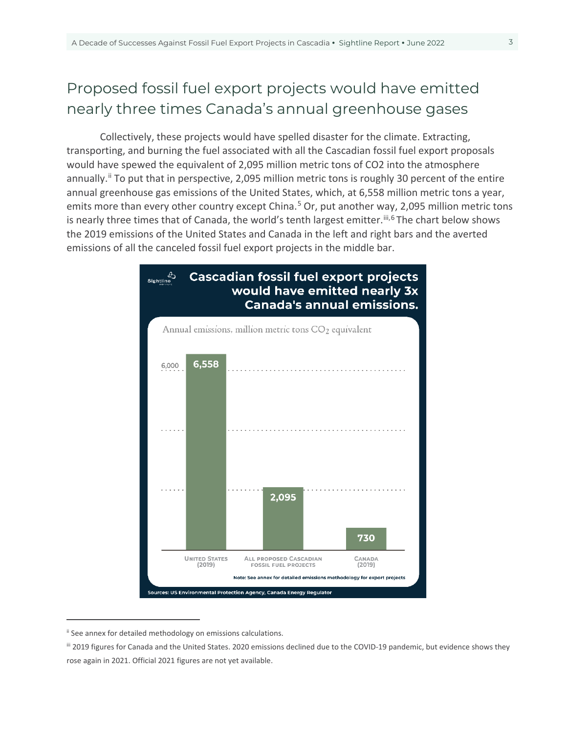## Proposed fossil fuel export projects would have emitted nearly three times Canada's annual greenhouse gases

Collectively, these projects would have spelled disaster for the climate. Extracting, transporting, and burning the fuel associated with all the Cascadian fossil fuel export proposals would have spewed the equivalent of 2,095 million metric tons of CO2 into the atmosphere annually.[ii] To put that in perspective, 2,095 million metric tons is roughly 30 percent of the entire annual greenhouse gas emissions of the United States, which, at 6,558 million metric tons a year, emits more than every other country except China.[5] Or, put another way, 2,095 million metric tons is nearly three times that of Canada, the world's tenth largest emitter.[iii,6] The chart below shows the 2019 emissions of the United States and Canada in the left and right bars and the averted emissions of all the canceled fossil fuel export projects in the middle bar.

**Cascadian fossil fuel export projects would have emitted nearly 3x Canada's annual emissions.**

Annual emissions, million metric tons $CO_2$ equivalent

| | Annual emissions |
|---|---|
| United States (2019) | 6,558 |
| All proposed Cascadian fossil fuel projects | 2,095 |
| Canada (2019) | 730 |

Note: See annex for detailed emissions methodology for export projects

Sources: US Environmental Protection Agency, Canada Energy Regulator

---

[ii] See annex for detailed methodology on emissions calculations.

[iii] 2019 figures for Canada and the United States. 2020 emissions declined due to the COVID-19 pandemic, but evidence shows they rose again in 2021. Official 2021 figures are not yet available.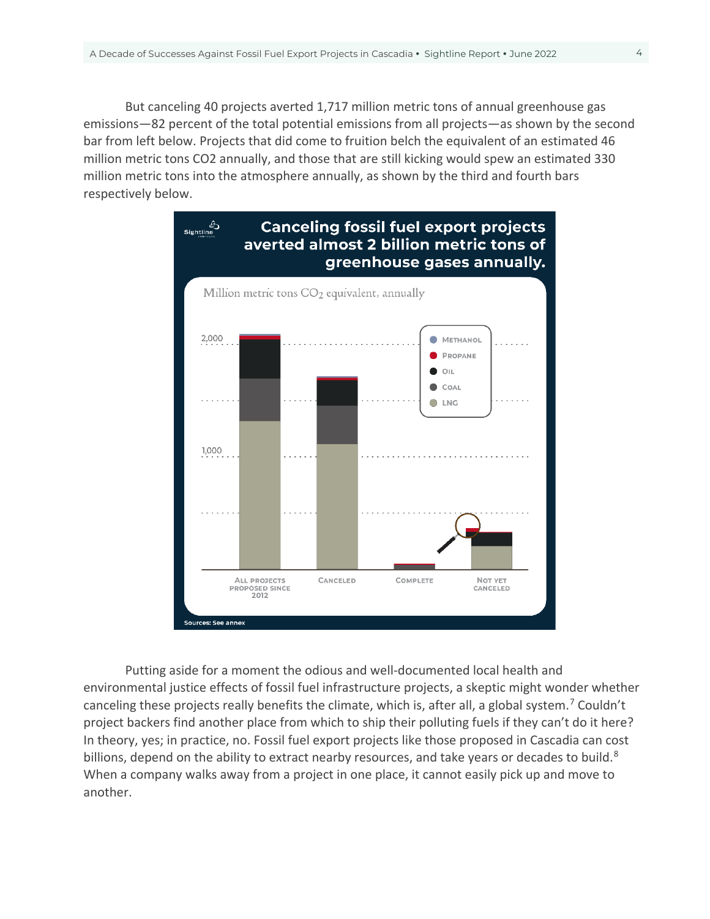But canceling 40 projects averted 1,717 million metric tons of annual greenhouse gas emissions—82 percent of the total potential emissions from all projects—as shown by the second bar from left below. Projects that did come to fruition belch the equivalent of an estimated 46 million metric tons CO2 annually, and those that are still kicking would spew an estimated 330 million metric tons into the atmosphere annually, as shown by the third and fourth bars respectively below.

**Canceling fossil fuel export projects averted almost 2 billion metric tons of greenhouse gases annually.**

Million metric tons $CO_2$ equivalent, annually

Categories: All projects proposed since 2012; Canceled; Complete; Not yet canceled

Legend: Methanol, Propane, Oil, Coal, LNG

Sources: See annex

Putting aside for a moment the odious and well-documented local health and environmental justice effects of fossil fuel infrastructure projects, a skeptic might wonder whether canceling these projects really benefits the climate, which is, after all, a global system.[7] Couldn't project backers find another place from which to ship their polluting fuels if they can't do it here? In theory, yes; in practice, no. Fossil fuel export projects like those proposed in Cascadia can cost billions, depend on the ability to extract nearby resources, and take years or decades to build.[8] When a company walks away from a project in one place, it cannot easily pick up and move to another.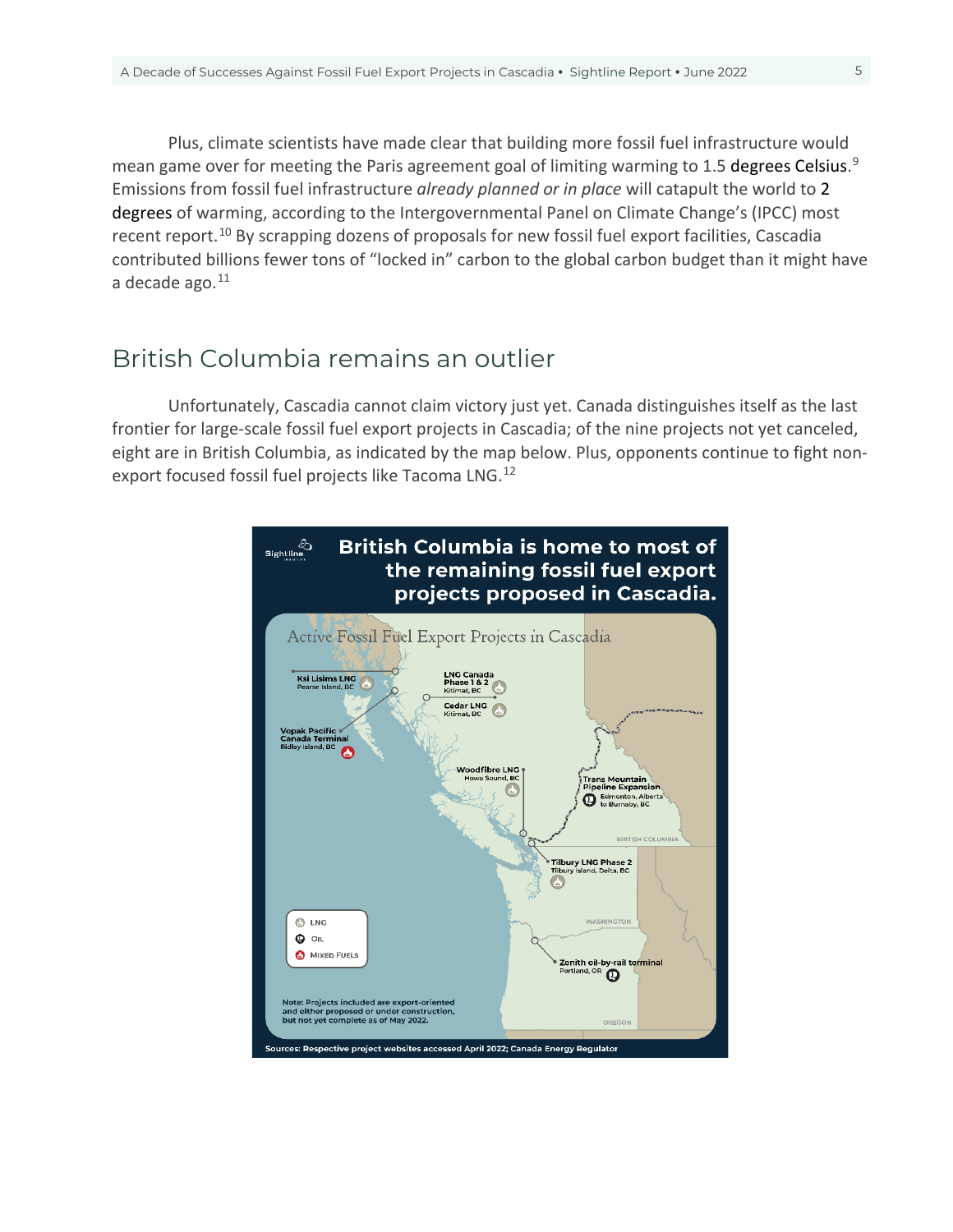Plus, climate scientists have made clear that building more fossil fuel infrastructure would mean game over for meeting the Paris agreement goal of limiting warming to 1.5 degrees Celsius.[9] Emissions from fossil fuel infrastructure *already planned or in place* will catapult the world to 2 degrees of warming, according to the Intergovernmental Panel on Climate Change's (IPCC) most recent report.[10] By scrapping dozens of proposals for new fossil fuel export facilities, Cascadia contributed billions fewer tons of "locked in" carbon to the global carbon budget than it might have a decade ago.[11]

## British Columbia remains an outlier

Unfortunately, Cascadia cannot claim victory just yet. Canada distinguishes itself as the last frontier for large-scale fossil fuel export projects in Cascadia; of the nine projects not yet canceled, eight are in British Columbia, as indicated by the map below. Plus, opponents continue to fight non-export focused fossil fuel projects like Tacoma LNG.[12]

**British Columbia is home to most of the remaining fossil fuel export projects proposed in Cascadia.**

Active Fossil Fuel Export Projects in Cascadia

- Ksi Lisims LNG — Pearse Island, BC (LNG)
- LNG Canada Phase 1 & 2 — Kitimat, BC (LNG)
- Cedar LNG — Kitimat, BC (LNG)
- Vopak Pacific Canada Terminal — Ridley Island, BC (Mixed Fuels)
- Woodfibre LNG — Howe Sound, BC (LNG)
- Trans Mountain Pipeline Expansion — Edmonton, Alberta to Burnaby, BC (Oil)
- Tilbury LNG Phase 2 — Tilbury Island, Delta, BC (LNG)
- Zenith oil-by-rail terminal — Portland, OR (Oil)

Note: Projects included are export-oriented and either proposed or under construction, but not yet complete as of May 2022.

Sources: Respective project websites accessed April 2022; Canada Energy Regulator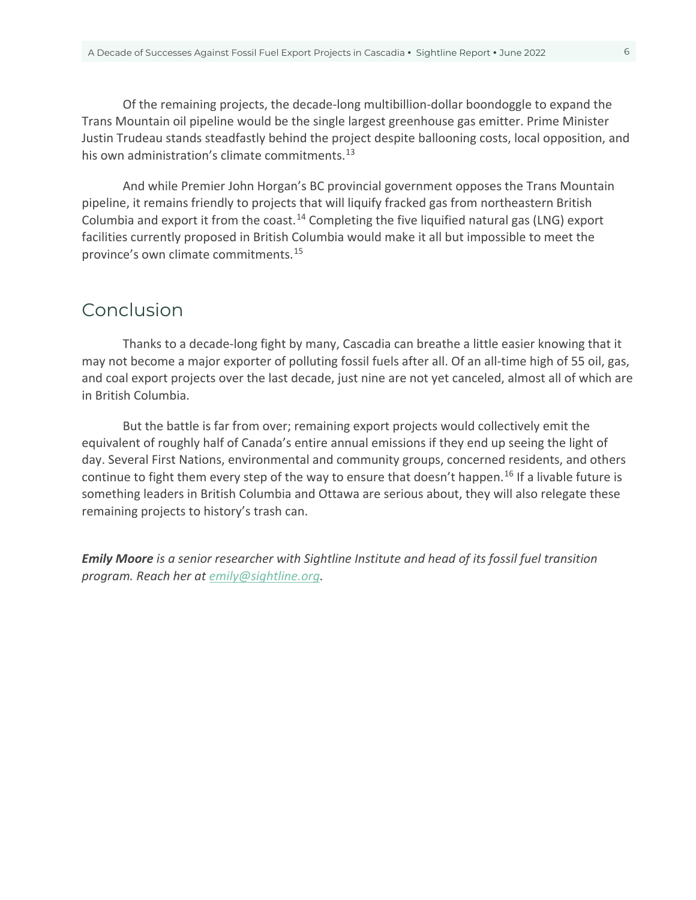Of the remaining projects, the decade-long multibillion-dollar boondoggle to expand the Trans Mountain oil pipeline would be the single largest greenhouse gas emitter. Prime Minister Justin Trudeau stands steadfastly behind the project despite ballooning costs, local opposition, and his own administration's climate commitments.[13]

And while Premier John Horgan's BC provincial government opposes the Trans Mountain pipeline, it remains friendly to projects that will liquify fracked gas from northeastern British Columbia and export it from the coast.[14] Completing the five liquified natural gas (LNG) export facilities currently proposed in British Columbia would make it all but impossible to meet the province's own climate commitments.[15]

## Conclusion

Thanks to a decade-long fight by many, Cascadia can breathe a little easier knowing that it may not become a major exporter of polluting fossil fuels after all. Of an all-time high of 55 oil, gas, and coal export projects over the last decade, just nine are not yet canceled, almost all of which are in British Columbia.

But the battle is far from over; remaining export projects would collectively emit the equivalent of roughly half of Canada's entire annual emissions if they end up seeing the light of day. Several First Nations, environmental and community groups, concerned residents, and others continue to fight them every step of the way to ensure that doesn't happen.[16] If a livable future is something leaders in British Columbia and Ottawa are serious about, they will also relegate these remaining projects to history's trash can.

***Emily Moore** is a senior researcher with Sightline Institute and head of its fossil fuel transition program. Reach her at emily@sightline.org.*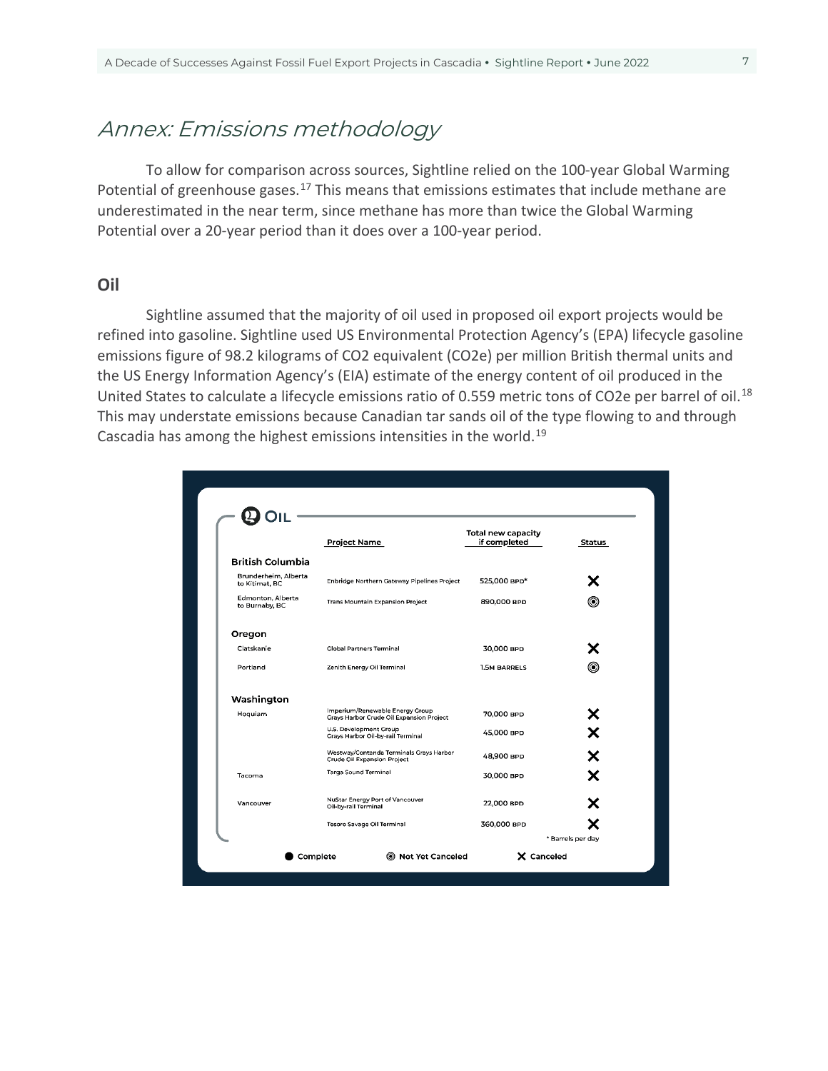# Annex: Emissions methodology

To allow for comparison across sources, Sightline relied on the 100-year Global Warming Potential of greenhouse gases.[17] This means that emissions estimates that include methane are underestimated in the near term, since methane has more than twice the Global Warming Potential over a 20-year period than it does over a 100-year period.

## Oil

Sightline assumed that the majority of oil used in proposed oil export projects would be refined into gasoline. Sightline used US Environmental Protection Agency's (EPA) lifecycle gasoline emissions figure of 98.2 kilograms of $CO_2$ equivalent ($CO_2e$) per million British thermal units and the US Energy Information Agency's (EIA) estimate of the energy content of oil produced in the United States to calculate a lifecycle emissions ratio of 0.559 metric tons of $CO_2e$ per barrel of oil.[18] This may understate emissions because Canadian tar sands oil of the type flowing to and through Cascadia has among the highest emissions intensities in the world.[19]

**OIL**

| | Project Name | Total new capacity if completed | Status |
|---|---|---|---|
| **British Columbia** | | | |
| Brunderheim, Alberta to Kitimat, BC | Enbridge Northern Gateway Pipelines Project | 525,000 BPD* | Canceled |
| Edmonton, Alberta to Burnaby, BC | Trans Mountain Expansion Project | 890,000 BPD | Not Yet Canceled |
| **Oregon** | | | |
| Clatskanie | Global Partners Terminal | 30,000 BPD | Canceled |
| Portland | Zenith Energy Oil Terminal | 1.5M BARRELS | Not Yet Canceled |
| **Washington** | | | |
| Hoquiam | Imperium/Renewable Energy Group Grays Harbor Crude Oil Expansion Project | 70,000 BPD | Canceled |
| | U.S. Development Group Grays Harbor Oil-by-rail Terminal | 45,000 BPD | Canceled |
| | Westway/Contanda Terminals Grays Harbor Crude Oil Expansion Project | 48,900 BPD | Canceled |
| Tacoma | Targa Sound Terminal | 30,000 BPD | Canceled |
| Vancouver | NuStar Energy Port of Vancouver Oil-by-rail Terminal | 22,000 BPD | Canceled |
| | Tesoro Savage Oil Terminal | 360,000 BPD | Canceled |

\* Barrels per day

● Complete ◉ Not Yet Canceled ✕ Canceled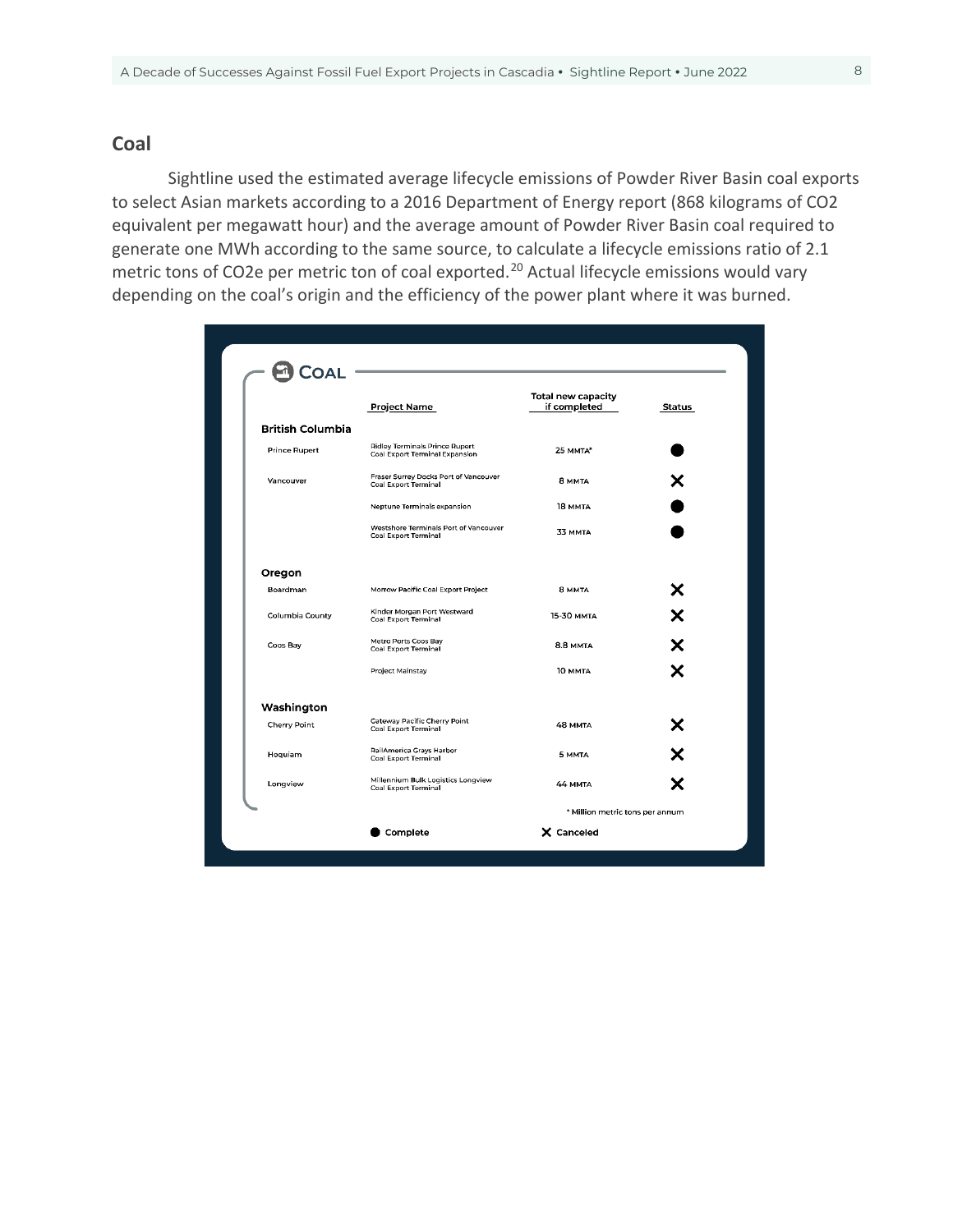## Coal

Sightline used the estimated average lifecycle emissions of Powder River Basin coal exports to select Asian markets according to a 2016 Department of Energy report (868 kilograms of CO2 equivalent per megawatt hour) and the average amount of Powder River Basin coal required to generate one MWh according to the same source, to calculate a lifecycle emissions ratio of 2.1 metric tons of CO2e per metric ton of coal exported.[20] Actual lifecycle emissions would vary depending on the coal's origin and the efficiency of the power plant where it was burned.

**COAL**

| | Project Name | Total new capacity if completed | Status |
|---|---|---|---|
| **British Columbia** | | | |
| Prince Rupert | Ridley Terminals Prince Rupert Coal Export Terminal Expansion | 25 MMTA* | ● |
| Vancouver | Fraser Surrey Docks Port of Vancouver Coal Export Terminal | 8 MMTA | ✕ |
| | Neptune Terminals expansion | 18 MMTA | ● |
| | Westshore Terminals Port of Vancouver Coal Export Terminal | 33 MMTA | ● |
| **Oregon** | | | |
| Boardman | Morrow Pacific Coal Export Project | 8 MMTA | ✕ |
| Columbia County | Kinder Morgan Port Westward Coal Export Terminal | 15-30 MMTA | ✕ |
| Coos Bay | Metro Ports Coos Bay Coal Export Terminal | 8.8 MMTA | ✕ |
| | Project Mainstay | 10 MMTA | ✕ |
| **Washington** | | | |
| Cherry Point | Gateway Pacific Cherry Point Coal Export Terminal | 48 MMTA | ✕ |
| Hoquiam | RailAmerica Grays Harbor Coal Export Terminal | 5 MMTA | ✕ |
| Longview | Millennium Bulk Logistics Longview Coal Export Terminal | 44 MMTA | ✕ |

\* Million metric tons per annum

● Complete ✕ Canceled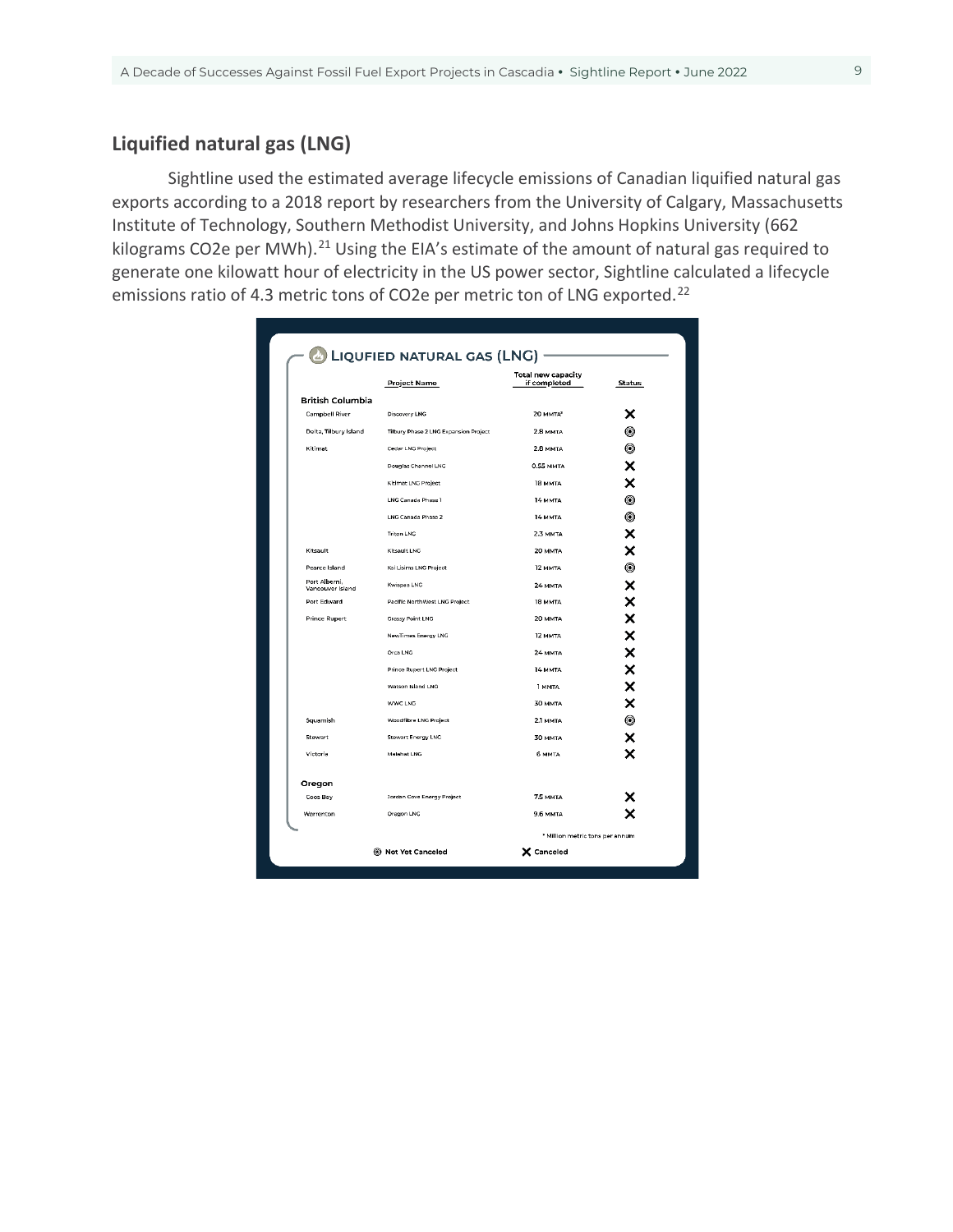## Liquified natural gas (LNG)

Sightline used the estimated average lifecycle emissions of Canadian liquified natural gas exports according to a 2018 report by researchers from the University of Calgary, Massachusetts Institute of Technology, Southern Methodist University, and Johns Hopkins University (662 kilograms CO2e per MWh).[21] Using the EIA's estimate of the amount of natural gas required to generate one kilowatt hour of electricity in the US power sector, Sightline calculated a lifecycle emissions ratio of 4.3 metric tons of CO2e per metric ton of LNG exported.[22]

### LIQUFIED NATURAL GAS (LNG)

| | Project Name | Total new capacity if completed | Status |
|---|---|---|---|
| **British Columbia** | | | |
| Campbell River | Discovery LNG | 20 MMTA* | ✕ |
| Delta, Tilbury Island | Tilbury Phase 2 LNG Expansion Project | 2.8 MMTA | ◉ |
| Kitimat | Cedar LNG Project | 2.8 MMTA | ◉ |
| | Douglas Channel LNG | 0.55 MMTA | ✕ |
| | Kitimat LNG Project | 18 MMTA | ✕ |
| | LNG Canada Phase 1 | 14 MMTA | ◉ |
| | LNG Canada Phase 2 | 14 MMTA | ◉ |
| | Triton LNG | 2.3 MMTA | ✕ |
| Kitsault | Kitsault LNG | 20 MMTA | ✕ |
| Pearce Island | Ksi Lisims LNG Project | 12 MMTA | ◉ |
| Port Alberni, Vancouver Island | Kwispaa LNG | 24 MMTA | ✕ |
| Port Edward | Pacific NorthWest LNG Project | 18 MMTA | ✕ |
| Prince Rupert | Grassy Point LNG | 20 MMTA | ✕ |
| | NewTimes Energy LNG | 12 MMTA | ✕ |
| | Orca LNG | 24 MMTA | ✕ |
| | Prince Rupert LNG Project | 14 MMTA | ✕ |
| | Watson Island LNG | 1 MMTA | ✕ |
| | WWC LNG | 30 MMTA | ✕ |
| Squamish | Woodfibre LNG Project | 2.1 MMTA | ◉ |
| Stewart | Stewart Energy LNG | 30 MMTA | ✕ |
| Victoria | Malahat LNG | 6 MMTA | ✕ |
| **Oregon** | | | |
| Coos Bay | Jordan Cove Energy Project | 7.5 MMTA | ✕ |
| Warrenton | Oregon LNG | 9.6 MMTA | ✕ |

\* Million metric tons per annum

◉ Not Yet Canceled ✕ Canceled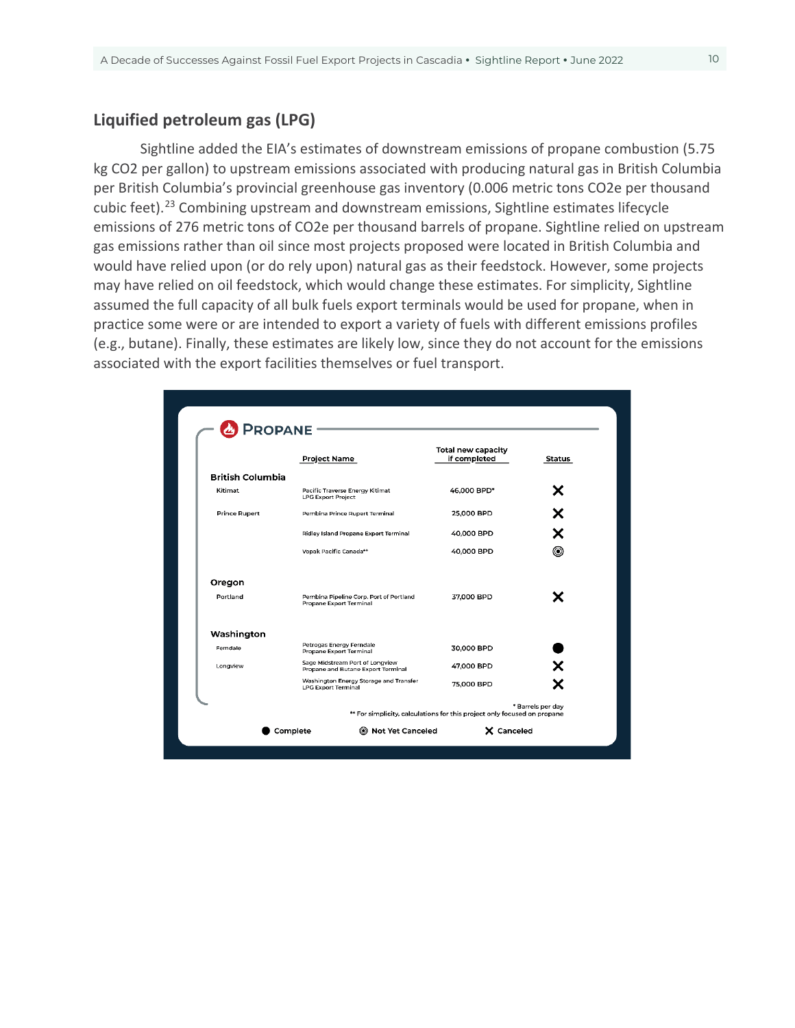## Liquified petroleum gas (LPG)

Sightline added the EIA's estimates of downstream emissions of propane combustion (5.75 kg CO2 per gallon) to upstream emissions associated with producing natural gas in British Columbia per British Columbia's provincial greenhouse gas inventory (0.006 metric tons CO2e per thousand cubic feet).[23] Combining upstream and downstream emissions, Sightline estimates lifecycle emissions of 276 metric tons of CO2e per thousand barrels of propane. Sightline relied on upstream gas emissions rather than oil since most projects proposed were located in British Columbia and would have relied upon (or do rely upon) natural gas as their feedstock. However, some projects may have relied on oil feedstock, which would change these estimates. For simplicity, Sightline assumed the full capacity of all bulk fuels export terminals would be used for propane, when in practice some were or are intended to export a variety of fuels with different emissions profiles (e.g., butane). Finally, these estimates are likely low, since they do not account for the emissions associated with the export facilities themselves or fuel transport.

### Propane

| | Project Name | Total new capacity if completed | Status |
|---|---|---|---|
| **British Columbia** | | | |
| Kitimat | Pacific Traverse Energy Kitimat LPG Export Project | 46,000 BPD* | ✕ Canceled |
| Prince Rupert | Pembina Prince Rupert Terminal | 25,000 BPD | ✕ Canceled |
| | Ridley Island Propane Export Terminal | 40,000 BPD | ✕ Canceled |
| | Vopak Pacific Canada** | 40,000 BPD | ◎ Not Yet Canceled |
| **Oregon** | | | |
| Portland | Pembina Pipeline Corp. Port of Portland Propane Export Terminal | 37,000 BPD | ✕ Canceled |
| **Washington** | | | |
| Ferndale | Petrogas Energy Ferndale Propane Export Terminal | 30,000 BPD | ● Complete |
| Longview | Sage Midstream Port of Longview Propane and Butane Export Terminal | 47,000 BPD | ✕ Canceled |
| | Washington Energy Storage and Transfer LPG Export Terminal | 75,000 BPD | ✕ Canceled |

\* Barrels per day
** For simplicity, calculations for this project only focused on propane

● Complete ◎ Not Yet Canceled ✕ Canceled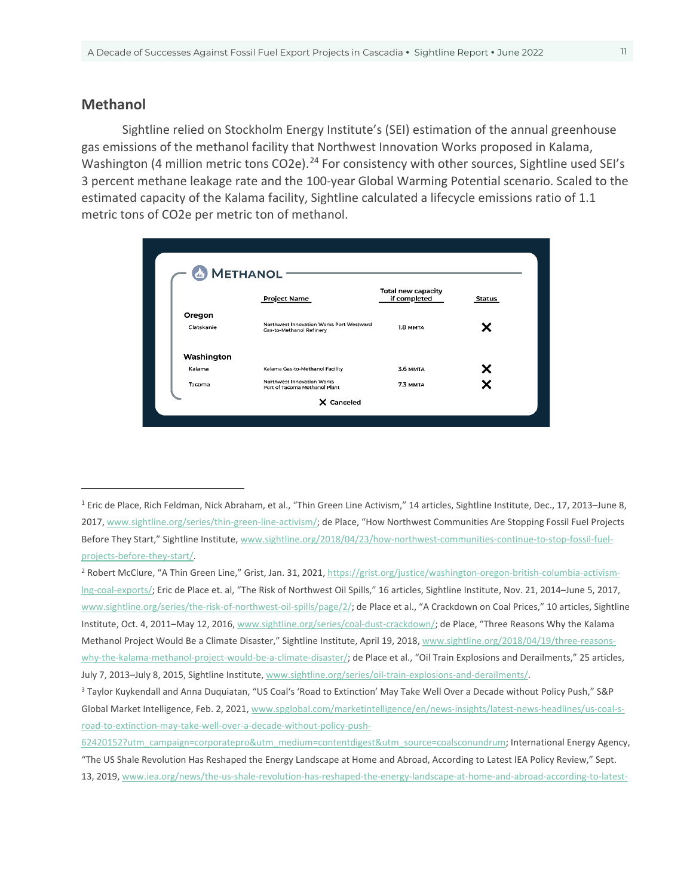## Methanol

Sightline relied on Stockholm Energy Institute's (SEI) estimation of the annual greenhouse gas emissions of the methanol facility that Northwest Innovation Works proposed in Kalama, Washington (4 million metric tons CO2e).[24] For consistency with other sources, Sightline used SEI's 3 percent methane leakage rate and the 100-year Global Warming Potential scenario. Scaled to the estimated capacity of the Kalama facility, Sightline calculated a lifecycle emissions ratio of 1.1 metric tons of CO2e per metric ton of methanol.

**METHANOL**

| | Project Name | Total new capacity if completed | Status |
|---|---|---|---|
| **Oregon** | | | |
| Clatskanie | Northwest Innovation Works Port Westward Gas-to-Methanol Refinery | 1.8 MMTA | ✕ |
| **Washington** | | | |
| Kalama | Kalama Gas-to-Methanol Facility | 3.6 MMTA | ✕ |
| Tacoma | Northwest Innovation Works Port of Tacoma Methanol Plant | 7.3 MMTA | ✕ |

✕ Canceled

---

[1] Eric de Place, Rich Feldman, Nick Abraham, et al., "Thin Green Line Activism," 14 articles, Sightline Institute, Dec., 17, 2013–June 8, 2017, www.sightline.org/series/thin-green-line-activism/; de Place, "How Northwest Communities Are Stopping Fossil Fuel Projects Before They Start," Sightline Institute, www.sightline.org/2018/04/23/how-northwest-communities-continue-to-stop-fossil-fuel-projects-before-they-start/.

[2] Robert McClure, "A Thin Green Line," Grist, Jan. 31, 2021, https://grist.org/justice/washington-oregon-british-columbia-activism-lng-coal-exports/; Eric de Place et. al, "The Risk of Northwest Oil Spills," 16 articles, Sightline Institute, Nov. 21, 2014–June 5, 2017, www.sightline.org/series/the-risk-of-northwest-oil-spills/page/2/; de Place et al., "A Crackdown on Coal Prices," 10 articles, Sightline Institute, Oct. 4, 2011–May 12, 2016, www.sightline.org/series/coal-dust-crackdown/; de Place, "Three Reasons Why the Kalama Methanol Project Would Be a Climate Disaster," Sightline Institute, April 19, 2018, www.sightline.org/2018/04/19/three-reasons-why-the-kalama-methanol-project-would-be-a-climate-disaster/; de Place et al., "Oil Train Explosions and Derailments," 25 articles, July 7, 2013–July 8, 2015, Sightline Institute, www.sightline.org/series/oil-train-explosions-and-derailments/.

[3] Taylor Kuykendall and Anna Duquiatan, "US Coal's 'Road to Extinction' May Take Well Over a Decade without Policy Push," S&P Global Market Intelligence, Feb. 2, 2021, www.spglobal.com/marketintelligence/en/news-insights/latest-news-headlines/us-coal-s-road-to-extinction-may-take-well-over-a-decade-without-policy-push-62420152?utm_campaign=corporatepro&utm_medium=contentdigest&utm_source=coalsconundrum; International Energy Agency, "The US Shale Revolution Has Reshaped the Energy Landscape at Home and Abroad, According to Latest IEA Policy Review," Sept. 13, 2019, www.iea.org/news/the-us-shale-revolution-has-reshaped-the-energy-landscape-at-home-and-abroad-according-to-latest-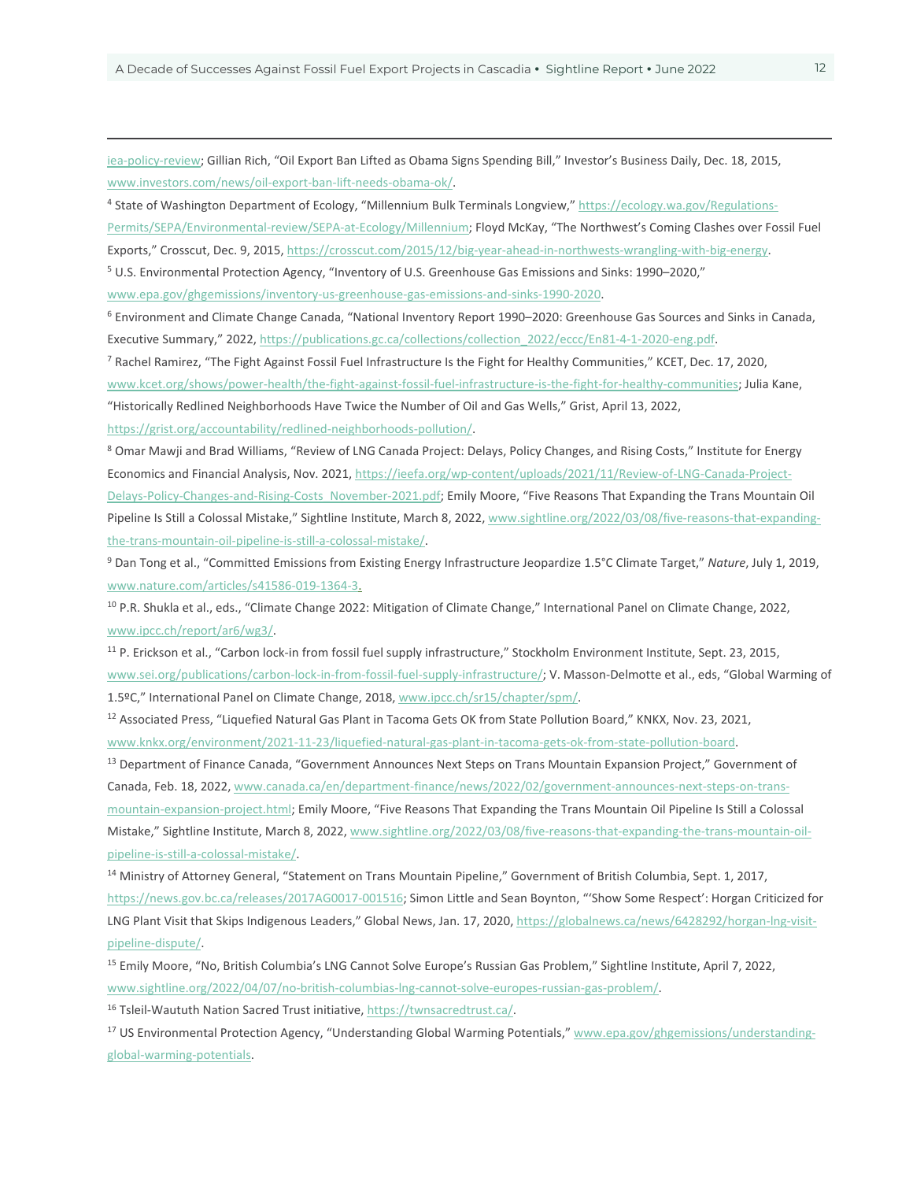iea-policy-review; Gillian Rich, "Oil Export Ban Lifted as Obama Signs Spending Bill," Investor's Business Daily, Dec. 18, 2015, www.investors.com/news/oil-export-ban-lift-needs-obama-ok/.

[4] State of Washington Department of Ecology, "Millennium Bulk Terminals Longview," https://ecology.wa.gov/Regulations-Permits/SEPA/Environmental-review/SEPA-at-Ecology/Millennium; Floyd McKay, "The Northwest's Coming Clashes over Fossil Fuel Exports," Crosscut, Dec. 9, 2015, https://crosscut.com/2015/12/big-year-ahead-in-northwests-wrangling-with-big-energy.

[5] U.S. Environmental Protection Agency, "Inventory of U.S. Greenhouse Gas Emissions and Sinks: 1990–2020," www.epa.gov/ghgemissions/inventory-us-greenhouse-gas-emissions-and-sinks-1990-2020.

[6] Environment and Climate Change Canada, "National Inventory Report 1990–2020: Greenhouse Gas Sources and Sinks in Canada, Executive Summary," 2022, https://publications.gc.ca/collections/collection_2022/eccc/En81-4-1-2020-eng.pdf.

[7] Rachel Ramirez, "The Fight Against Fossil Fuel Infrastructure Is the Fight for Healthy Communities," KCET, Dec. 17, 2020, www.kcet.org/shows/power-health/the-fight-against-fossil-fuel-infrastructure-is-the-fight-for-healthy-communities; Julia Kane, "Historically Redlined Neighborhoods Have Twice the Number of Oil and Gas Wells," Grist, April 13, 2022, https://grist.org/accountability/redlined-neighborhoods-pollution/.

[8] Omar Mawji and Brad Williams, "Review of LNG Canada Project: Delays, Policy Changes, and Rising Costs," Institute for Energy Economics and Financial Analysis, Nov. 2021, https://ieefa.org/wp-content/uploads/2021/11/Review-of-LNG-Canada-Project-Delays-Policy-Changes-and-Rising-Costs_November-2021.pdf; Emily Moore, "Five Reasons That Expanding the Trans Mountain Oil Pipeline Is Still a Colossal Mistake," Sightline Institute, March 8, 2022, www.sightline.org/2022/03/08/five-reasons-that-expanding-the-trans-mountain-oil-pipeline-is-still-a-colossal-mistake/.

[9] Dan Tong et al., "Committed Emissions from Existing Energy Infrastructure Jeopardize 1.5°C Climate Target," *Nature*, July 1, 2019, www.nature.com/articles/s41586-019-1364-3.

[10] P.R. Shukla et al., eds., "Climate Change 2022: Mitigation of Climate Change," International Panel on Climate Change, 2022, www.ipcc.ch/report/ar6/wg3/.

[11] P. Erickson et al., "Carbon lock-in from fossil fuel supply infrastructure," Stockholm Environment Institute, Sept. 23, 2015, www.sei.org/publications/carbon-lock-in-from-fossil-fuel-supply-infrastructure/; V. Masson-Delmotte et al., eds, "Global Warming of 1.5ºC," International Panel on Climate Change, 2018, www.ipcc.ch/sr15/chapter/spm/.

[12] Associated Press, "Liquefied Natural Gas Plant in Tacoma Gets OK from State Pollution Board," KNKX, Nov. 23, 2021, www.knkx.org/environment/2021-11-23/liquefied-natural-gas-plant-in-tacoma-gets-ok-from-state-pollution-board.

[13] Department of Finance Canada, "Government Announces Next Steps on Trans Mountain Expansion Project," Government of Canada, Feb. 18, 2022, www.canada.ca/en/department-finance/news/2022/02/government-announces-next-steps-on-trans-mountain-expansion-project.html; Emily Moore, "Five Reasons That Expanding the Trans Mountain Oil Pipeline Is Still a Colossal Mistake," Sightline Institute, March 8, 2022, www.sightline.org/2022/03/08/five-reasons-that-expanding-the-trans-mountain-oil-pipeline-is-still-a-colossal-mistake/.

[14] Ministry of Attorney General, "Statement on Trans Mountain Pipeline," Government of British Columbia, Sept. 1, 2017, https://news.gov.bc.ca/releases/2017AG0017-001516; Simon Little and Sean Boynton, "'Show Some Respect': Horgan Criticized for LNG Plant Visit that Skips Indigenous Leaders," Global News, Jan. 17, 2020, https://globalnews.ca/news/6428292/horgan-lng-visit-pipeline-dispute/.

[15] Emily Moore, "No, British Columbia's LNG Cannot Solve Europe's Russian Gas Problem," Sightline Institute, April 7, 2022, www.sightline.org/2022/04/07/no-british-columbias-lng-cannot-solve-europes-russian-gas-problem/.

[16] Tsleil-Waututh Nation Sacred Trust initiative, https://twnsacredtrust.ca/.

[17] US Environmental Protection Agency, "Understanding Global Warming Potentials," www.epa.gov/ghgemissions/understanding-global-warming-potentials.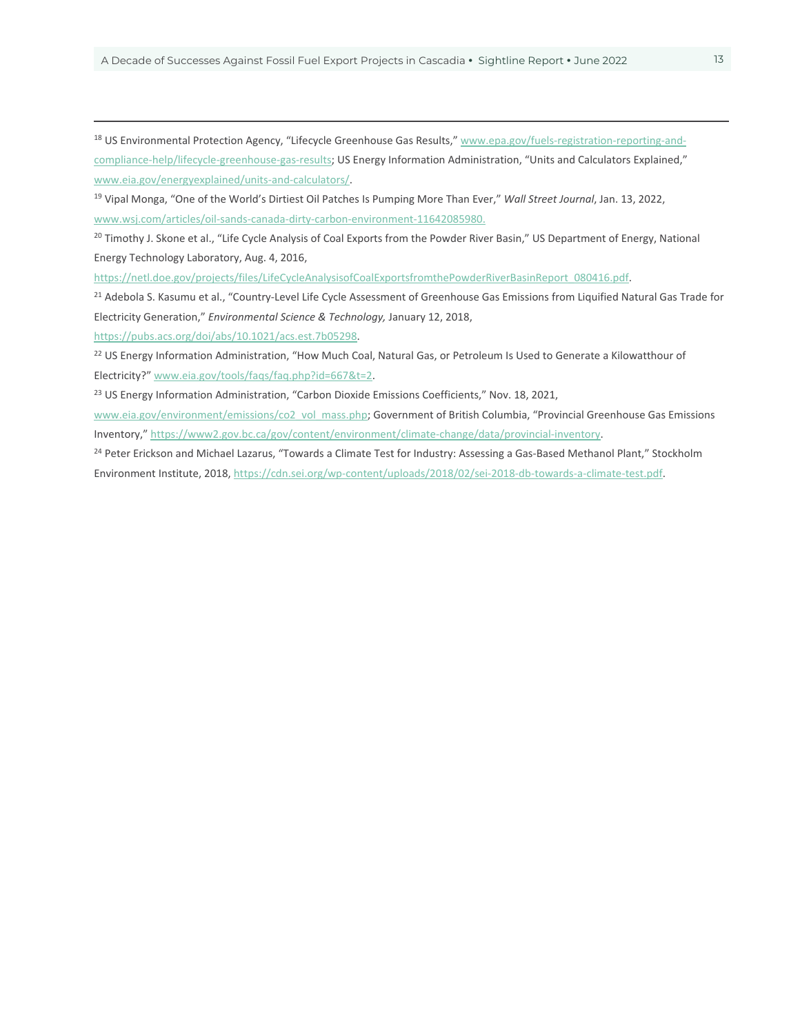[18] US Environmental Protection Agency, "Lifecycle Greenhouse Gas Results," www.epa.gov/fuels-registration-reporting-and-compliance-help/lifecycle-greenhouse-gas-results; US Energy Information Administration, "Units and Calculators Explained," www.eia.gov/energyexplained/units-and-calculators/.

[19] Vipal Monga, "One of the World's Dirtiest Oil Patches Is Pumping More Than Ever," *Wall Street Journal*, Jan. 13, 2022, www.wsj.com/articles/oil-sands-canada-dirty-carbon-environment-11642085980.

[20] Timothy J. Skone et al., "Life Cycle Analysis of Coal Exports from the Powder River Basin," US Department of Energy, National Energy Technology Laboratory, Aug. 4, 2016, https://netl.doe.gov/projects/files/LifeCycleAnalysisofCoalExportsfromthePowderRiverBasinReport_080416.pdf.

[21] Adebola S. Kasumu et al., "Country-Level Life Cycle Assessment of Greenhouse Gas Emissions from Liquified Natural Gas Trade for Electricity Generation," *Environmental Science & Technology,* January 12, 2018, https://pubs.acs.org/doi/abs/10.1021/acs.est.7b05298.

[22] US Energy Information Administration, "How Much Coal, Natural Gas, or Petroleum Is Used to Generate a Kilowatthour of Electricity?" www.eia.gov/tools/faqs/faq.php?id=667&t=2.

[23] US Energy Information Administration, "Carbon Dioxide Emissions Coefficients," Nov. 18, 2021, www.eia.gov/environment/emissions/co2_vol_mass.php; Government of British Columbia, "Provincial Greenhouse Gas Emissions Inventory," https://www2.gov.bc.ca/gov/content/environment/climate-change/data/provincial-inventory.

[24] Peter Erickson and Michael Lazarus, "Towards a Climate Test for Industry: Assessing a Gas-Based Methanol Plant," Stockholm Environment Institute, 2018, https://cdn.sei.org/wp-content/uploads/2018/02/sei-2018-db-towards-a-climate-test.pdf.